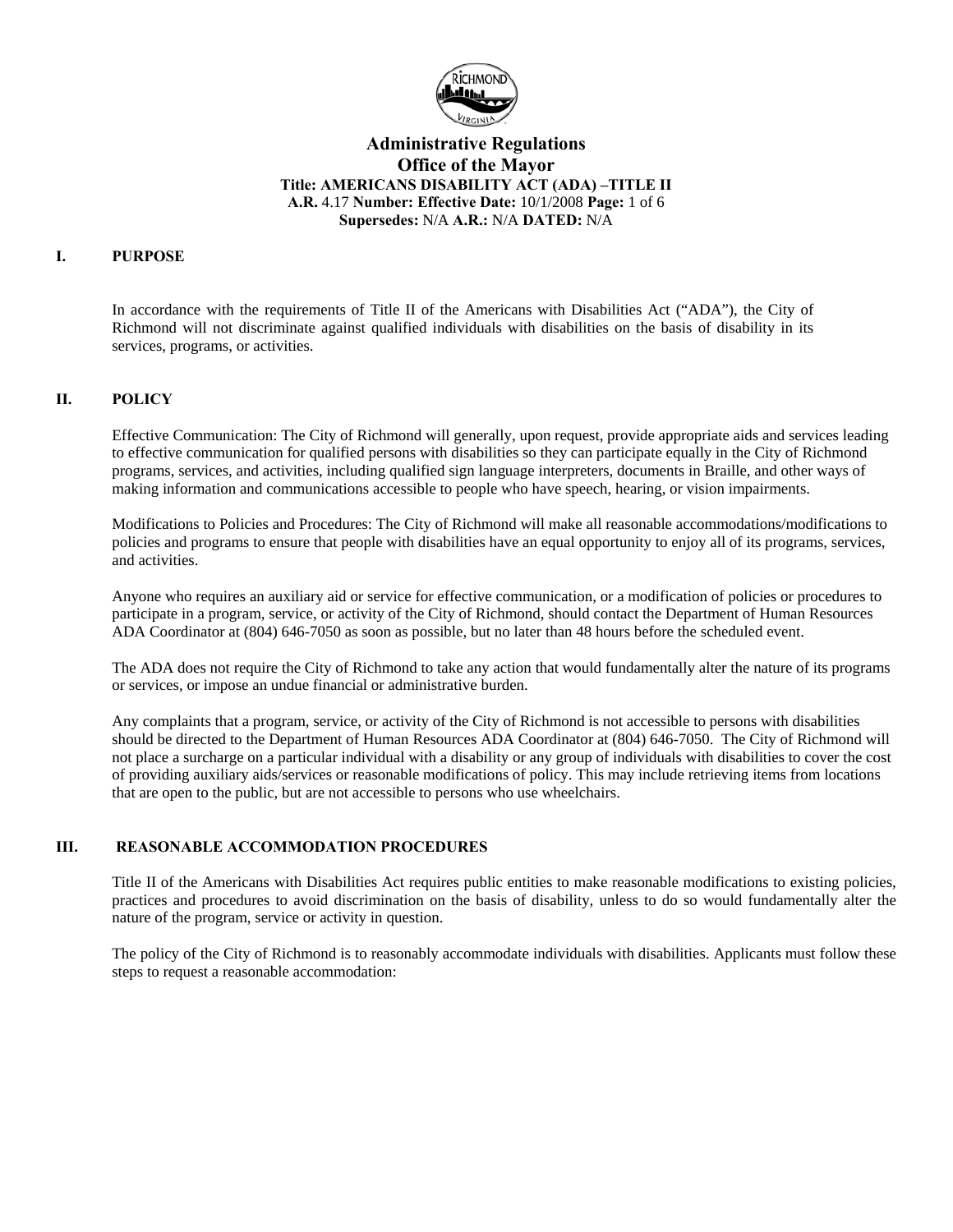**Administrative Regulations**
**Office of the Mayor**
**Title: AMERICANS DISABILITY ACT (ADA) –TITLE II**
**A.R.** 4.17 **Number: Effective Date:** 10/1/2008 **Page:** 1 of 6
**Supersedes:** N/A **A.R.:** N/A **DATED:** N/A

## I. PURPOSE

In accordance with the requirements of Title II of the Americans with Disabilities Act ("ADA"), the City of Richmond will not discriminate against qualified individuals with disabilities on the basis of disability in its services, programs, or activities.

## II. POLICY

Effective Communication: The City of Richmond will generally, upon request, provide appropriate aids and services leading to effective communication for qualified persons with disabilities so they can participate equally in the City of Richmond programs, services, and activities, including qualified sign language interpreters, documents in Braille, and other ways of making information and communications accessible to people who have speech, hearing, or vision impairments.

Modifications to Policies and Procedures: The City of Richmond will make all reasonable accommodations/modifications to policies and programs to ensure that people with disabilities have an equal opportunity to enjoy all of its programs, services, and activities.

Anyone who requires an auxiliary aid or service for effective communication, or a modification of policies or procedures to participate in a program, service, or activity of the City of Richmond, should contact the Department of Human Resources ADA Coordinator at (804) 646-7050 as soon as possible, but no later than 48 hours before the scheduled event.

The ADA does not require the City of Richmond to take any action that would fundamentally alter the nature of its programs or services, or impose an undue financial or administrative burden.

Any complaints that a program, service, or activity of the City of Richmond is not accessible to persons with disabilities should be directed to the Department of Human Resources ADA Coordinator at (804) 646-7050. The City of Richmond will not place a surcharge on a particular individual with a disability or any group of individuals with disabilities to cover the cost of providing auxiliary aids/services or reasonable modifications of policy. This may include retrieving items from locations that are open to the public, but are not accessible to persons who use wheelchairs.

## III. REASONABLE ACCOMMODATION PROCEDURES

Title II of the Americans with Disabilities Act requires public entities to make reasonable modifications to existing policies, practices and procedures to avoid discrimination on the basis of disability, unless to do so would fundamentally alter the nature of the program, service or activity in question.

The policy of the City of Richmond is to reasonably accommodate individuals with disabilities. Applicants must follow these steps to request a reasonable accommodation: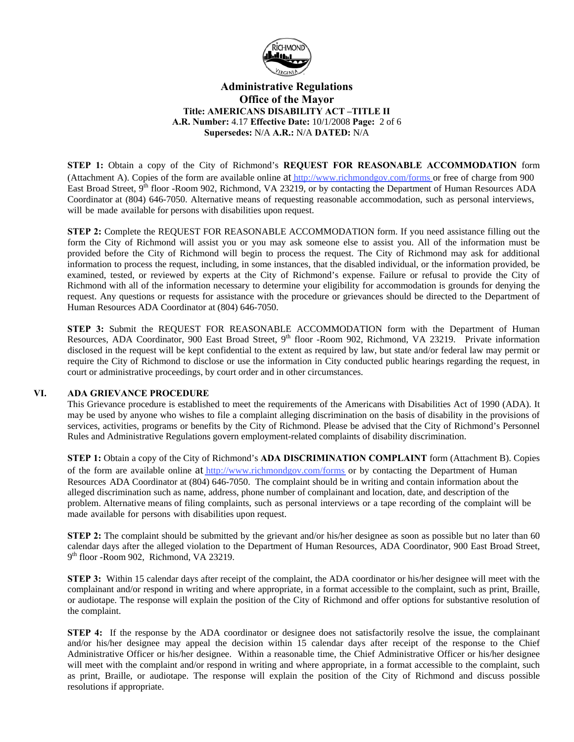**STEP 1:** Obtain a copy of the City of Richmond's **REQUEST FOR REASONABLE ACCOMMODATION** form (Attachment A). Copies of the form are available online at http://www.richmondgov.com/forms or free of charge from 900 East Broad Street, 9th floor -Room 902, Richmond, VA 23219, or by contacting the Department of Human Resources ADA Coordinator at (804) 646-7050. Alternative means of requesting reasonable accommodation, such as personal interviews, will be made available for persons with disabilities upon request.

**STEP 2:** Complete the REQUEST FOR REASONABLE ACCOMMODATION form. If you need assistance filling out the form the City of Richmond will assist you or you may ask someone else to assist you. All of the information must be provided before the City of Richmond will begin to process the request. The City of Richmond may ask for additional information to process the request, including, in some instances, that the disabled individual, or the information provided, be examined, tested, or reviewed by experts at the City of Richmond's expense. Failure or refusal to provide the City of Richmond with all of the information necessary to determine your eligibility for accommodation is grounds for denying the request. Any questions or requests for assistance with the procedure or grievances should be directed to the Department of Human Resources ADA Coordinator at (804) 646-7050.

**STEP 3:** Submit the REQUEST FOR REASONABLE ACCOMMODATION form with the Department of Human Resources, ADA Coordinator, 900 East Broad Street, 9th floor -Room 902, Richmond, VA 23219. Private information disclosed in the request will be kept confidential to the extent as required by law, but state and/or federal law may permit or require the City of Richmond to disclose or use the information in City conducted public hearings regarding the request, in court or administrative proceedings, by court order and in other circumstances.

## VI. ADA GRIEVANCE PROCEDURE

This Grievance procedure is established to meet the requirements of the Americans with Disabilities Act of 1990 (ADA). It may be used by anyone who wishes to file a complaint alleging discrimination on the basis of disability in the provisions of services, activities, programs or benefits by the City of Richmond. Please be advised that the City of Richmond's Personnel Rules and Administrative Regulations govern employment-related complaints of disability discrimination.

**STEP 1:** Obtain a copy of the City of Richmond's **ADA DISCRIMINATION COMPLAINT** form (Attachment B). Copies of the form are available online at http://www.richmondgov.com/forms or by contacting the Department of Human Resources ADA Coordinator at (804) 646-7050. The complaint should be in writing and contain information about the alleged discrimination such as name, address, phone number of complainant and location, date, and description of the problem. Alternative means of filing complaints, such as personal interviews or a tape recording of the complaint will be made available for persons with disabilities upon request.

**STEP 2:** The complaint should be submitted by the grievant and/or his/her designee as soon as possible but no later than 60 calendar days after the alleged violation to the Department of Human Resources, ADA Coordinator, 900 East Broad Street, 9th floor -Room 902, Richmond, VA 23219.

**STEP 3:** Within 15 calendar days after receipt of the complaint, the ADA coordinator or his/her designee will meet with the complainant and/or respond in writing and where appropriate, in a format accessible to the complaint, such as print, Braille, or audiotape. The response will explain the position of the City of Richmond and offer options for substantive resolution of the complaint.

**STEP 4:** If the response by the ADA coordinator or designee does not satisfactorily resolve the issue, the complainant and/or his/her designee may appeal the decision within 15 calendar days after receipt of the response to the Chief Administrative Officer or his/her designee. Within a reasonable time, the Chief Administrative Officer or his/her designee will meet with the complaint and/or respond in writing and where appropriate, in a format accessible to the complaint, such as print, Braille, or audiotape. The response will explain the position of the City of Richmond and discuss possible resolutions if appropriate.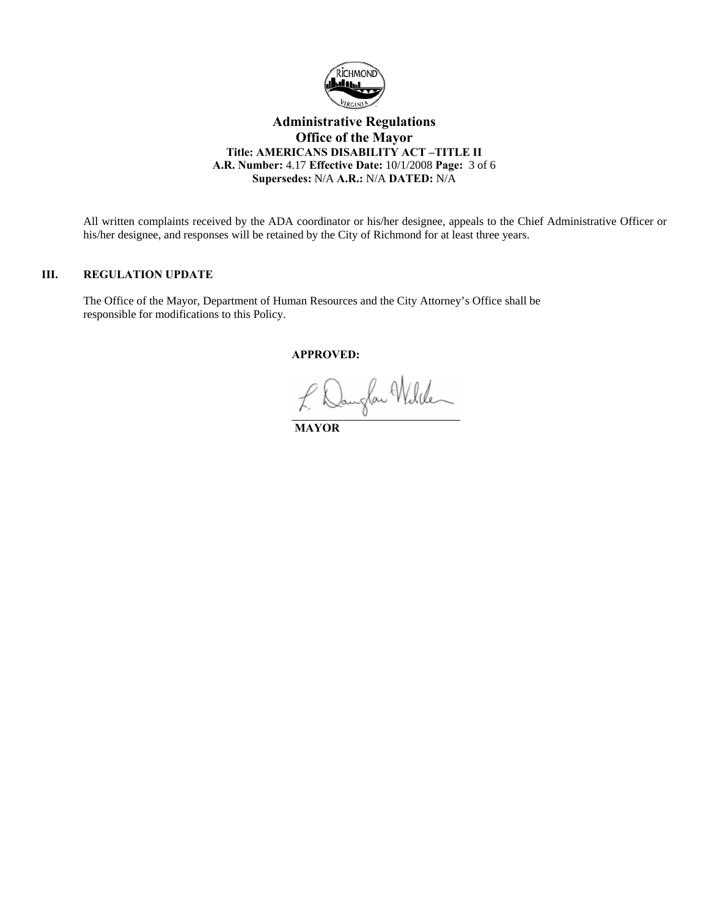All written complaints received by the ADA coordinator or his/her designee, appeals to the Chief Administrative Officer or his/her designee, and responses will be retained by the City of Richmond for at least three years.

## III. REGULATION UPDATE

The Office of the Mayor, Department of Human Resources and the City Attorney's Office shall be responsible for modifications to this Policy.

**APPROVED:**

**MAYOR**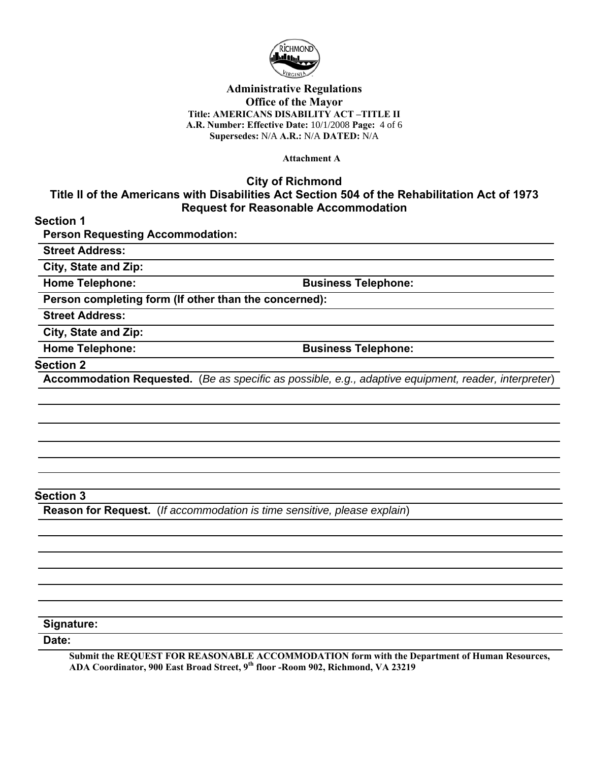**Administrative Regulations**
**Office of the Mayor**
**Title: AMERICANS DISABILITY ACT –TITLE II**
**A.R. Number: Effective Date:** 10/1/2008 **Page:** 4 of 6
**Supersedes:** N/A **A.R.:** N/A **DATED:** N/A

**Attachment A**

## City of Richmond
## Title II of the Americans with Disabilities Act Section 504 of the Rehabilitation Act of 1973
## Request for Reasonable Accommodation

### Section 1

**Person Requesting Accommodation:**

**Street Address:**

**City, State and Zip:**

**Home Telephone:** **Business Telephone:**

**Person completing form (If other than the concerned):**

**Street Address:**

**City, State and Zip:**

**Home Telephone:** **Business Telephone:**

### Section 2

**Accommodation Requested.** (*Be as specific as possible, e.g., adaptive equipment, reader, interpreter*)

### Section 3

**Reason for Request.** (*If accommodation is time sensitive, please explain*)

**Signature:**

**Date:**

**Submit the REQUEST FOR REASONABLE ACCOMMODATION form with the Department of Human Resources, ADA Coordinator, 900 East Broad Street, 9th floor -Room 902, Richmond, VA 23219**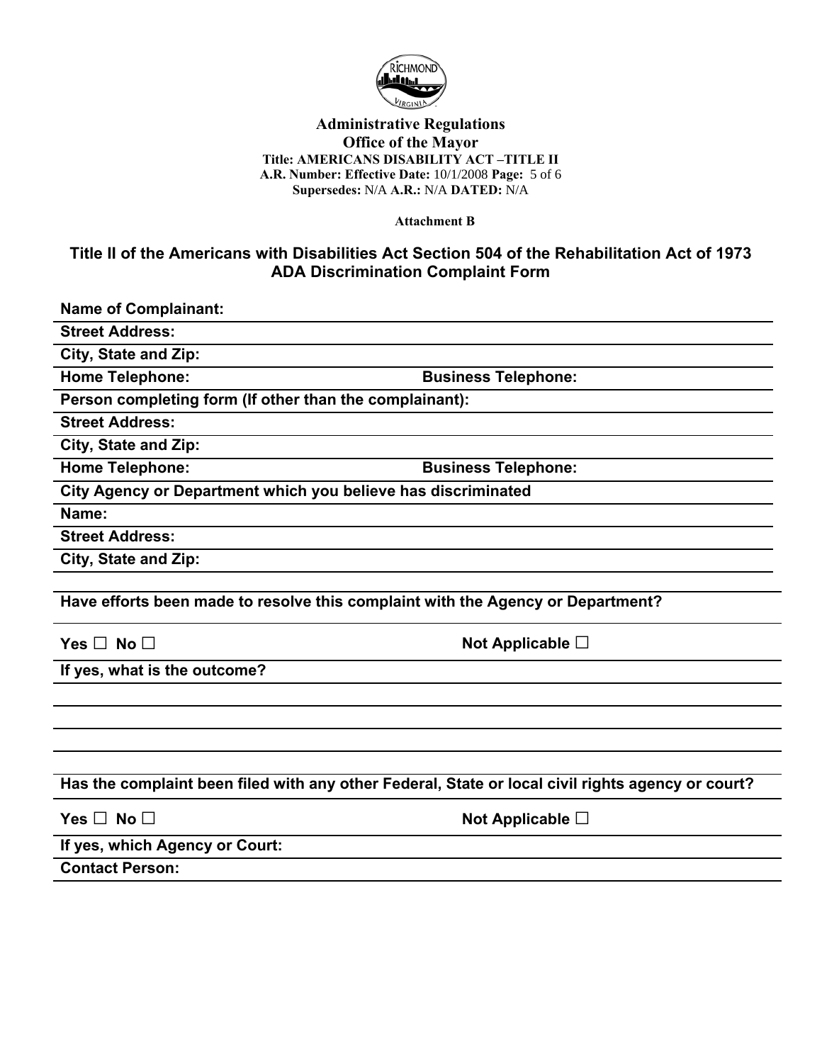**Administrative Regulations**
**Office of the Mayor**
**Title: AMERICANS DISABILITY ACT –TITLE II**
**A.R. Number: Effective Date:** 10/1/2008
**Supersedes:** N/A **A.R.:** N/A **DATED:** N/A

**Attachment B**

## Title II of the Americans with Disabilities Act Section 504 of the Rehabilitation Act of 1973 ADA Discrimination Complaint Form

**Name of Complainant:**

**Street Address:**

**City, State and Zip:**

**Home Telephone:** **Business Telephone:**

**Person completing form (If other than the complainant):**

**Street Address:**

**City, State and Zip:**

**Home Telephone:** **Business Telephone:**

**City Agency or Department which you believe has discriminated**

**Name:**

**Street Address:**

**City, State and Zip:**

**Have efforts been made to resolve this complaint with the Agency or Department?**

**Yes** ☐ **No** ☐ **Not Applicable** ☐

**If yes, what is the outcome?**

**Has the complaint been filed with any other Federal, State or local civil rights agency or court?**

**Yes** ☐ **No** ☐ **Not Applicable** ☐

**If yes, which Agency or Court:**

**Contact Person:**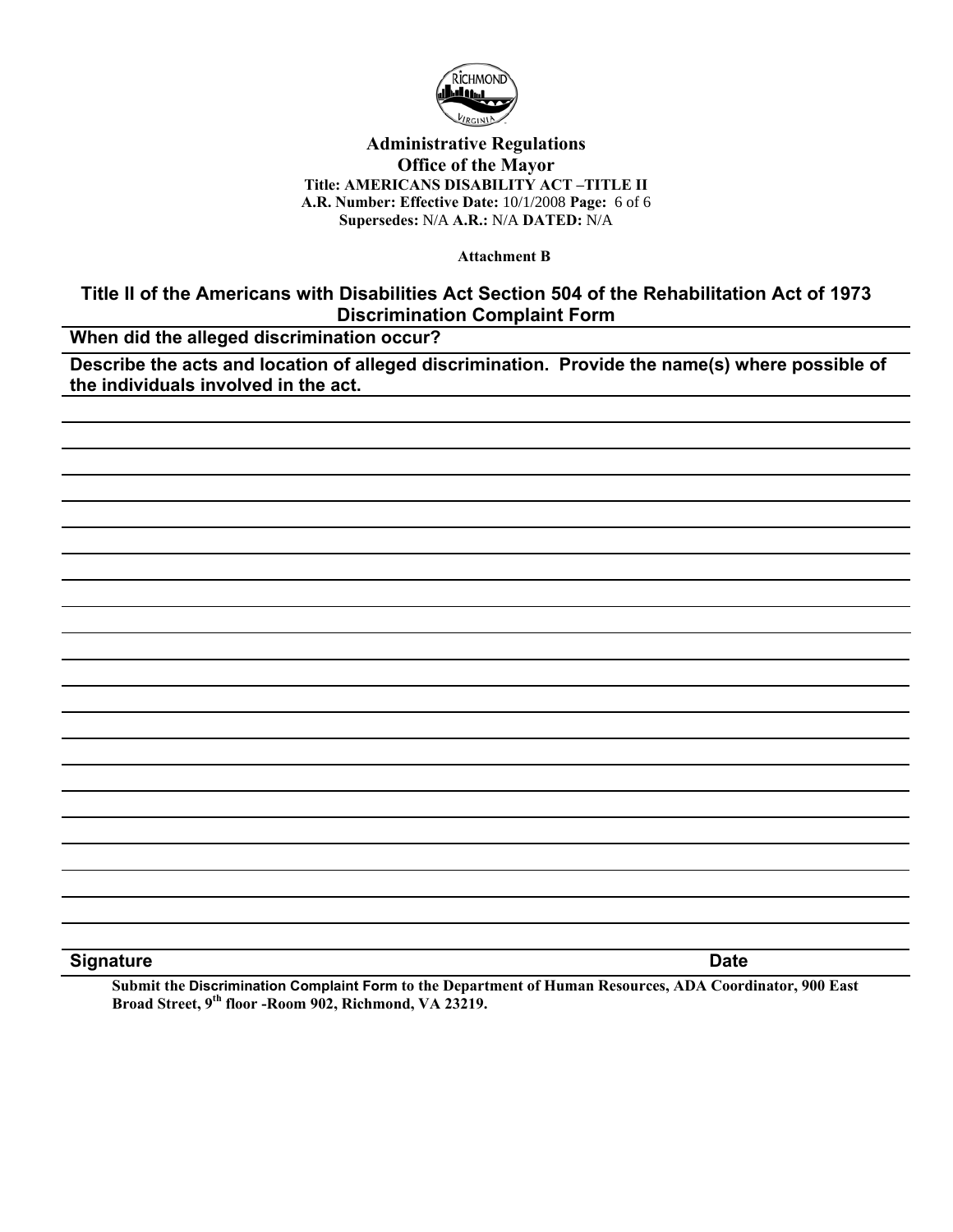**Administrative Regulations**
**Office of the Mayor**
**Title: AMERICANS DISABILITY ACT –TITLE II**
**A.R. Number: Effective Date:** 10/1/2008 **Page:** 6 of 6
**Supersedes:** N/A **A.R.:** N/A **DATED:** N/A

**Attachment B**

## Title II of the Americans with Disabilities Act Section 504 of the Rehabilitation Act of 1973 Discrimination Complaint Form

**When did the alleged discrimination occur?**

**Describe the acts and location of alleged discrimination. Provide the name(s) where possible of the individuals involved in the act.**

**Signature** **Date**

**Submit the Discrimination Complaint Form to the Department of Human Resources, ADA Coordinator, 900 East Broad Street, 9th floor -Room 902, Richmond, VA 23219.**